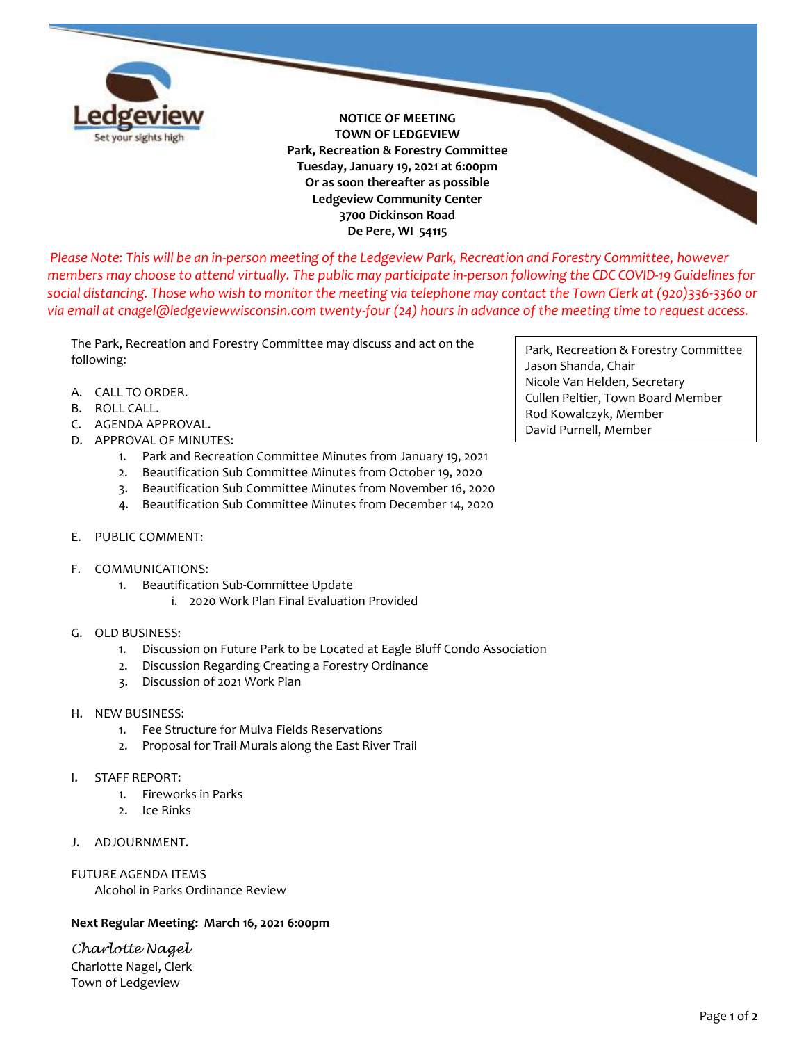Ledgeview

Set your sights high

**NOTICE OF MEETING**
**TOWN OF LEDGEVIEW**
**Park, Recreation & Forestry Committee**
**Tuesday, January 19, 2021 at 6:00pm**
**Or as soon thereafter as possible**
**Ledgeview Community Center**
**3700 Dickinson Road**
**De Pere, WI 54115**

*Please Note: This will be an in-person meeting of the Ledgeview Park, Recreation and Forestry Committee, however members may choose to attend virtually. The public may participate in-person following the CDC COVID-19 Guidelines for social distancing. Those who wish to monitor the meeting via telephone may contact the Town Clerk at (920)336-3360 or via email at cnagel@ledgeviewwisconsin.com twenty-four (24) hours in advance of the meeting time to request access.*

Park, Recreation & Forestry Committee
Jason Shanda, Chair
Nicole Van Helden, Secretary
Cullen Peltier, Town Board Member
Rod Kowalczyk, Member
David Purnell, Member

The Park, Recreation and Forestry Committee may discuss and act on the following:

A. CALL TO ORDER.
B. ROLL CALL.
C. AGENDA APPROVAL.
D. APPROVAL OF MINUTES:
   1. Park and Recreation Committee Minutes from January 19, 2021
   2. Beautification Sub Committee Minutes from October 19, 2020
   3. Beautification Sub Committee Minutes from November 16, 2020
   4. Beautification Sub Committee Minutes from December 14, 2020

E. PUBLIC COMMENT:

F. COMMUNICATIONS:
   1. Beautification Sub-Committee Update
      i. 2020 Work Plan Final Evaluation Provided

G. OLD BUSINESS:
   1. Discussion on Future Park to be Located at Eagle Bluff Condo Association
   2. Discussion Regarding Creating a Forestry Ordinance
   3. Discussion of 2021 Work Plan

H. NEW BUSINESS:
   1. Fee Structure for Mulva Fields Reservations
   2. Proposal for Trail Murals along the East River Trail

I. STAFF REPORT:
   1. Fireworks in Parks
   2. Ice Rinks

J. ADJOURNMENT.

FUTURE AGENDA ITEMS
   Alcohol in Parks Ordinance Review

**Next Regular Meeting: March 16, 2021 6:00pm**

*Charlotte Nagel*
Charlotte Nagel, Clerk
Town of Ledgeview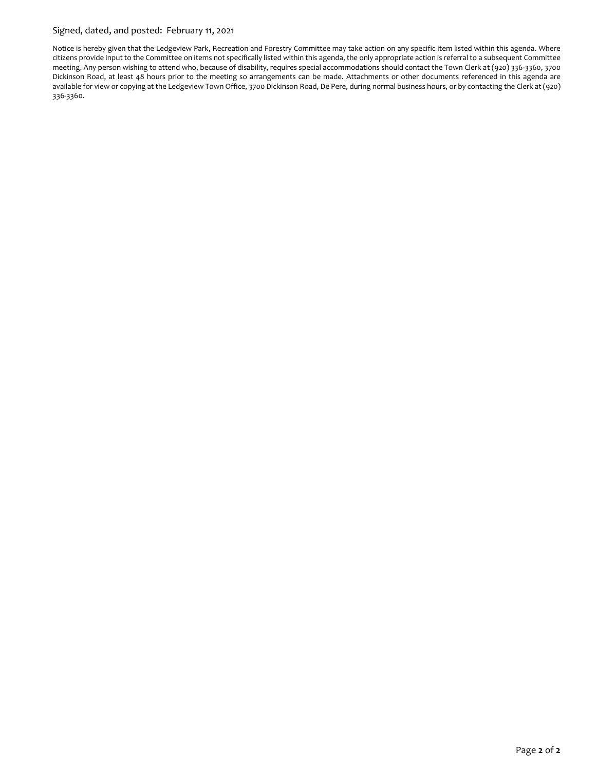Signed, dated, and posted: February 11, 2021

Notice is hereby given that the Ledgeview Park, Recreation and Forestry Committee may take action on any specific item listed within this agenda. Where citizens provide input to the Committee on items not specifically listed within this agenda, the only appropriate action is referral to a subsequent Committee meeting. Any person wishing to attend who, because of disability, requires special accommodations should contact the Town Clerk at (920) 336-3360, 3700 Dickinson Road, at least 48 hours prior to the meeting so arrangements can be made. Attachments or other documents referenced in this agenda are available for view or copying at the Ledgeview Town Office, 3700 Dickinson Road, De Pere, during normal business hours, or by contacting the Clerk at (920) 336-3360.